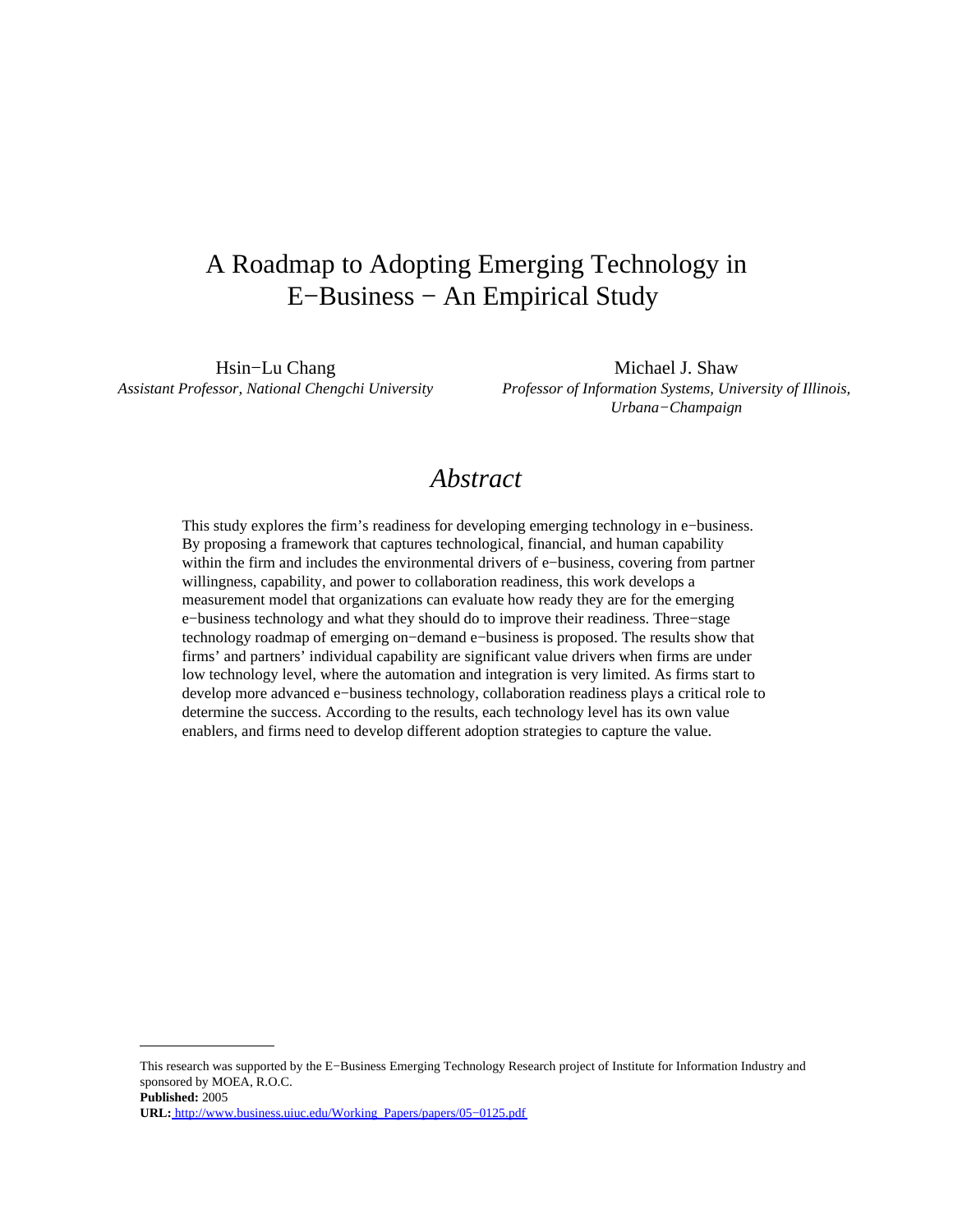# A Roadmap to Adopting Emerging Technology in E−Business − An Empirical Study

Hsin−Lu Chang
*Assistant Professor, National Chengchi University*

Michael J. Shaw
*Professor of Information Systems, University of Illinois, Urbana−Champaign*

## *Abstract*

This study explores the firm's readiness for developing emerging technology in e−business. By proposing a framework that captures technological, financial, and human capability within the firm and includes the environmental drivers of e−business, covering from partner willingness, capability, and power to collaboration readiness, this work develops a measurement model that organizations can evaluate how ready they are for the emerging e−business technology and what they should do to improve their readiness. Three−stage technology roadmap of emerging on−demand e−business is proposed. The results show that firms' and partners' individual capability are significant value drivers when firms are under low technology level, where the automation and integration is very limited. As firms start to develop more advanced e−business technology, collaboration readiness plays a critical role to determine the success. According to the results, each technology level has its own value enablers, and firms need to develop different adoption strategies to capture the value.

---

This research was supported by the E−Business Emerging Technology Research project of Institute for Information Industry and sponsored by MOEA, R.O.C.

**Published:** 2005

**URL:** http://www.business.uiuc.edu/Working_Papers/papers/05−0125.pdf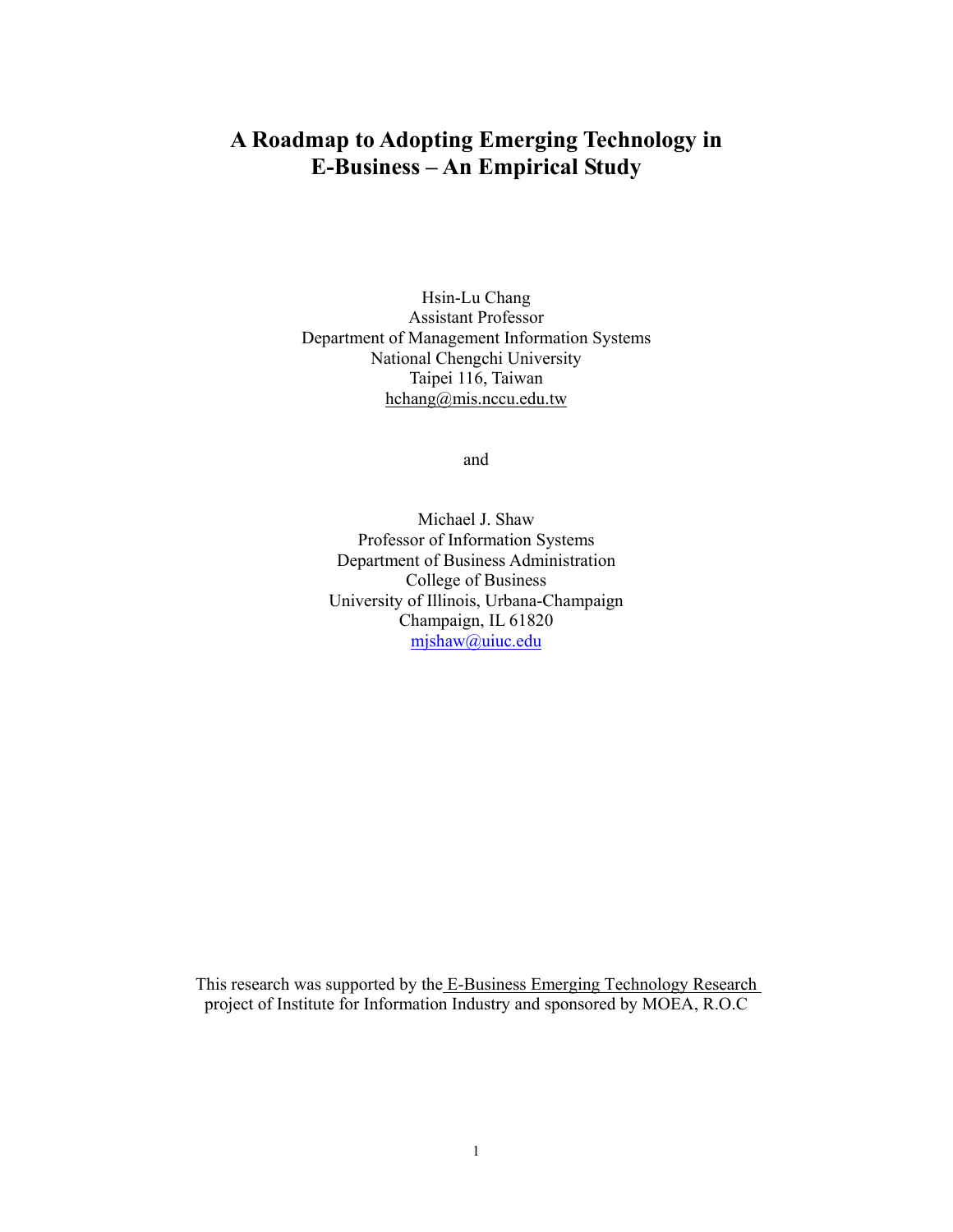# A Roadmap to Adopting Emerging Technology in E-Business – An Empirical Study

Hsin-Lu Chang
Assistant Professor
Department of Management Information Systems
National Chengchi University
Taipei 116, Taiwan
hchang@mis.nccu.edu.tw

and

Michael J. Shaw
Professor of Information Systems
Department of Business Administration
College of Business
University of Illinois, Urbana-Champaign
Champaign, IL 61820
mjshaw@uiuc.edu

This research was supported by the E-Business Emerging Technology Research project of Institute for Information Industry and sponsored by MOEA, R.O.C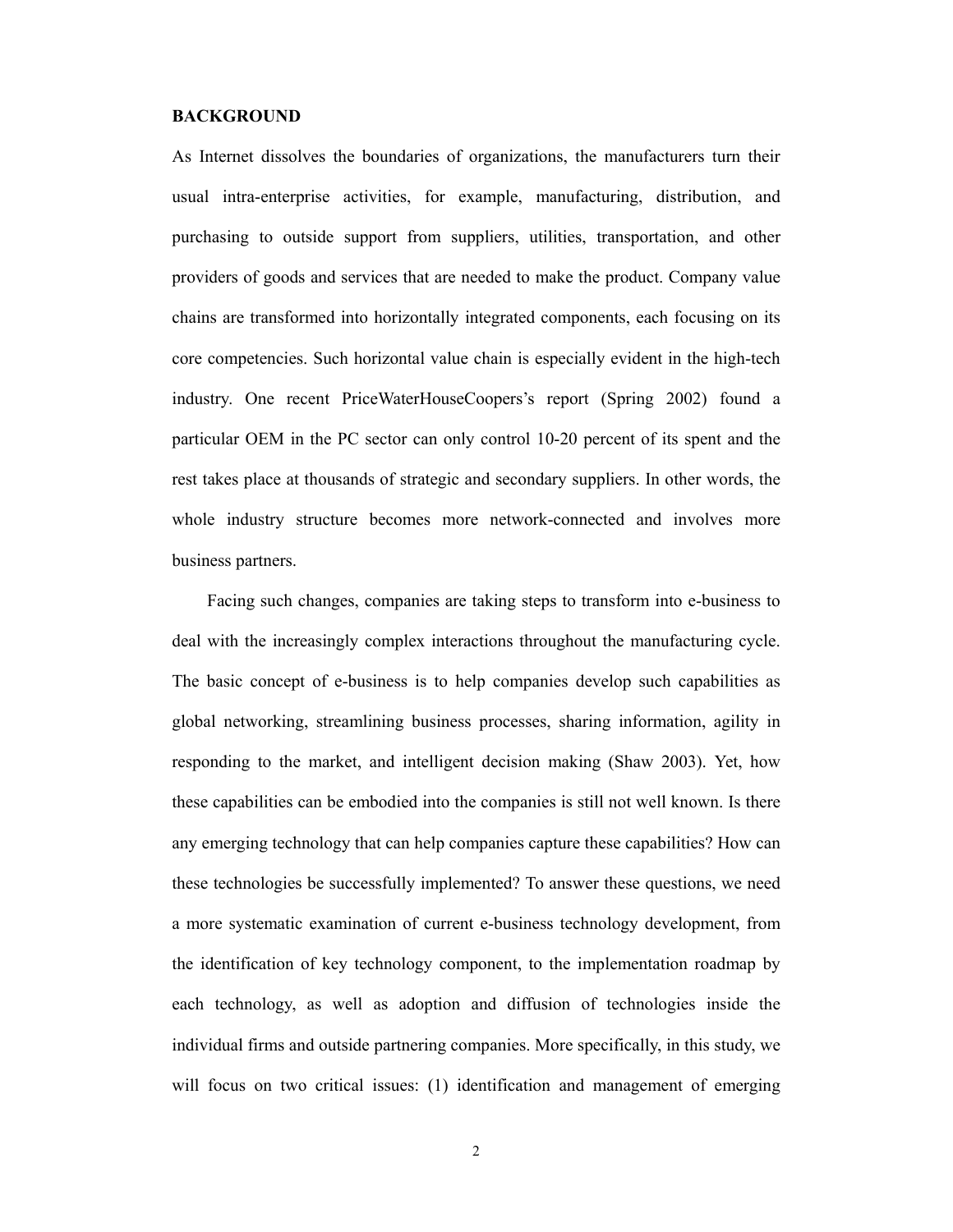## BACKGROUND

As Internet dissolves the boundaries of organizations, the manufacturers turn their usual intra-enterprise activities, for example, manufacturing, distribution, and purchasing to outside support from suppliers, utilities, transportation, and other providers of goods and services that are needed to make the product. Company value chains are transformed into horizontally integrated components, each focusing on its core competencies. Such horizontal value chain is especially evident in the high-tech industry. One recent PriceWaterHouseCoopers's report (Spring 2002) found a particular OEM in the PC sector can only control 10-20 percent of its spent and the rest takes place at thousands of strategic and secondary suppliers. In other words, the whole industry structure becomes more network-connected and involves more business partners.

Facing such changes, companies are taking steps to transform into e-business to deal with the increasingly complex interactions throughout the manufacturing cycle. The basic concept of e-business is to help companies develop such capabilities as global networking, streamlining business processes, sharing information, agility in responding to the market, and intelligent decision making (Shaw 2003). Yet, how these capabilities can be embodied into the companies is still not well known. Is there any emerging technology that can help companies capture these capabilities? How can these technologies be successfully implemented? To answer these questions, we need a more systematic examination of current e-business technology development, from the identification of key technology component, to the implementation roadmap by each technology, as well as adoption and diffusion of technologies inside the individual firms and outside partnering companies. More specifically, in this study, we will focus on two critical issues: (1) identification and management of emerging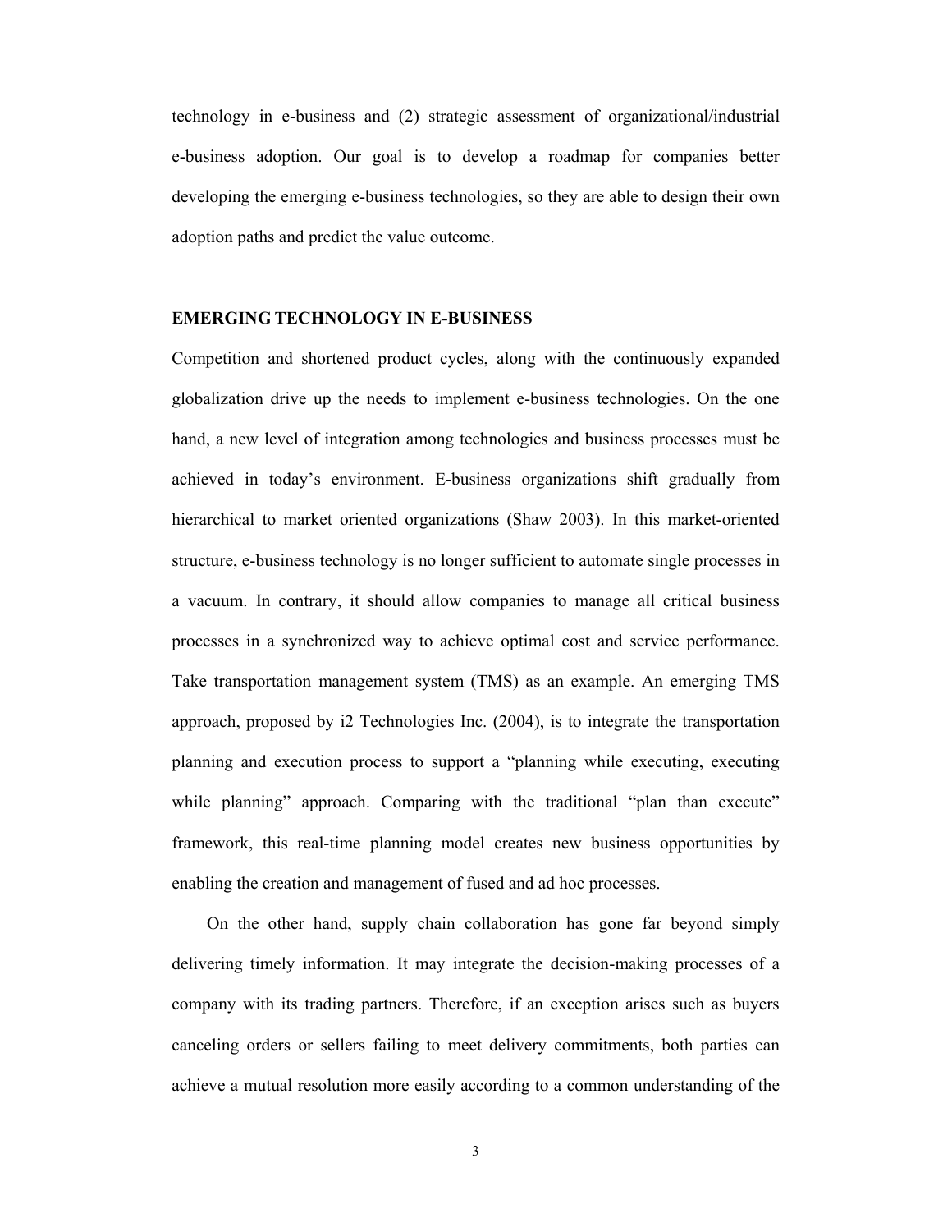technology in e-business and (2) strategic assessment of organizational/industrial e-business adoption. Our goal is to develop a roadmap for companies better developing the emerging e-business technologies, so they are able to design their own adoption paths and predict the value outcome.

## EMERGING TECHNOLOGY IN E-BUSINESS

Competition and shortened product cycles, along with the continuously expanded globalization drive up the needs to implement e-business technologies. On the one hand, a new level of integration among technologies and business processes must be achieved in today's environment. E-business organizations shift gradually from hierarchical to market oriented organizations (Shaw 2003). In this market-oriented structure, e-business technology is no longer sufficient to automate single processes in a vacuum. In contrary, it should allow companies to manage all critical business processes in a synchronized way to achieve optimal cost and service performance. Take transportation management system (TMS) as an example. An emerging TMS approach, proposed by i2 Technologies Inc. (2004), is to integrate the transportation planning and execution process to support a "planning while executing, executing while planning" approach. Comparing with the traditional "plan than execute" framework, this real-time planning model creates new business opportunities by enabling the creation and management of fused and ad hoc processes.

On the other hand, supply chain collaboration has gone far beyond simply delivering timely information. It may integrate the decision-making processes of a company with its trading partners. Therefore, if an exception arises such as buyers canceling orders or sellers failing to meet delivery commitments, both parties can achieve a mutual resolution more easily according to a common understanding of the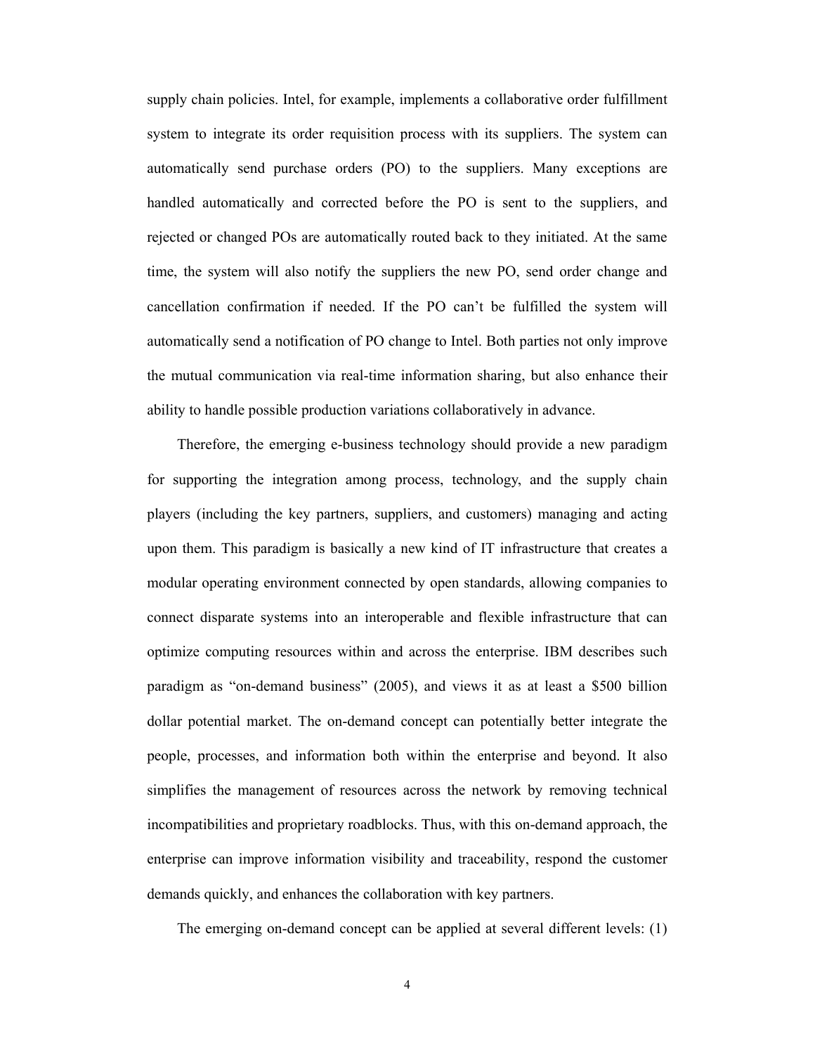supply chain policies. Intel, for example, implements a collaborative order fulfillment system to integrate its order requisition process with its suppliers. The system can automatically send purchase orders (PO) to the suppliers. Many exceptions are handled automatically and corrected before the PO is sent to the suppliers, and rejected or changed POs are automatically routed back to they initiated. At the same time, the system will also notify the suppliers the new PO, send order change and cancellation confirmation if needed. If the PO can't be fulfilled the system will automatically send a notification of PO change to Intel. Both parties not only improve the mutual communication via real-time information sharing, but also enhance their ability to handle possible production variations collaboratively in advance.

Therefore, the emerging e-business technology should provide a new paradigm for supporting the integration among process, technology, and the supply chain players (including the key partners, suppliers, and customers) managing and acting upon them. This paradigm is basically a new kind of IT infrastructure that creates a modular operating environment connected by open standards, allowing companies to connect disparate systems into an interoperable and flexible infrastructure that can optimize computing resources within and across the enterprise. IBM describes such paradigm as "on-demand business" (2005), and views it as at least a $500 billion dollar potential market. The on-demand concept can potentially better integrate the people, processes, and information both within the enterprise and beyond. It also simplifies the management of resources across the network by removing technical incompatibilities and proprietary roadblocks. Thus, with this on-demand approach, the enterprise can improve information visibility and traceability, respond the customer demands quickly, and enhances the collaboration with key partners.

The emerging on-demand concept can be applied at several different levels: (1)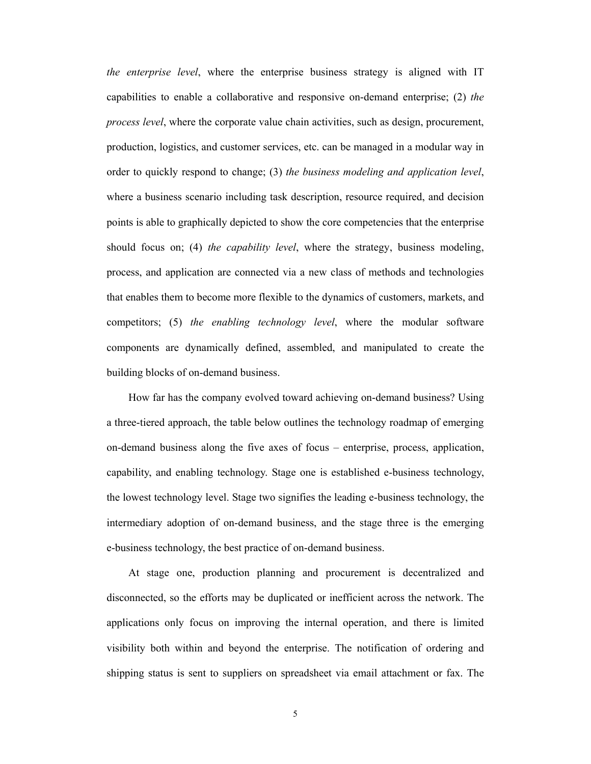*the enterprise level*, where the enterprise business strategy is aligned with IT capabilities to enable a collaborative and responsive on-demand enterprise; (2) *the process level*, where the corporate value chain activities, such as design, procurement, production, logistics, and customer services, etc. can be managed in a modular way in order to quickly respond to change; (3) *the business modeling and application level*, where a business scenario including task description, resource required, and decision points is able to graphically depicted to show the core competencies that the enterprise should focus on; (4) *the capability level*, where the strategy, business modeling, process, and application are connected via a new class of methods and technologies that enables them to become more flexible to the dynamics of customers, markets, and competitors; (5) *the enabling technology level*, where the modular software components are dynamically defined, assembled, and manipulated to create the building blocks of on-demand business.

How far has the company evolved toward achieving on-demand business? Using a three-tiered approach, the table below outlines the technology roadmap of emerging on-demand business along the five axes of focus – enterprise, process, application, capability, and enabling technology. Stage one is established e-business technology, the lowest technology level. Stage two signifies the leading e-business technology, the intermediary adoption of on-demand business, and the stage three is the emerging e-business technology, the best practice of on-demand business.

At stage one, production planning and procurement is decentralized and disconnected, so the efforts may be duplicated or inefficient across the network. The applications only focus on improving the internal operation, and there is limited visibility both within and beyond the enterprise. The notification of ordering and shipping status is sent to suppliers on spreadsheet via email attachment or fax. The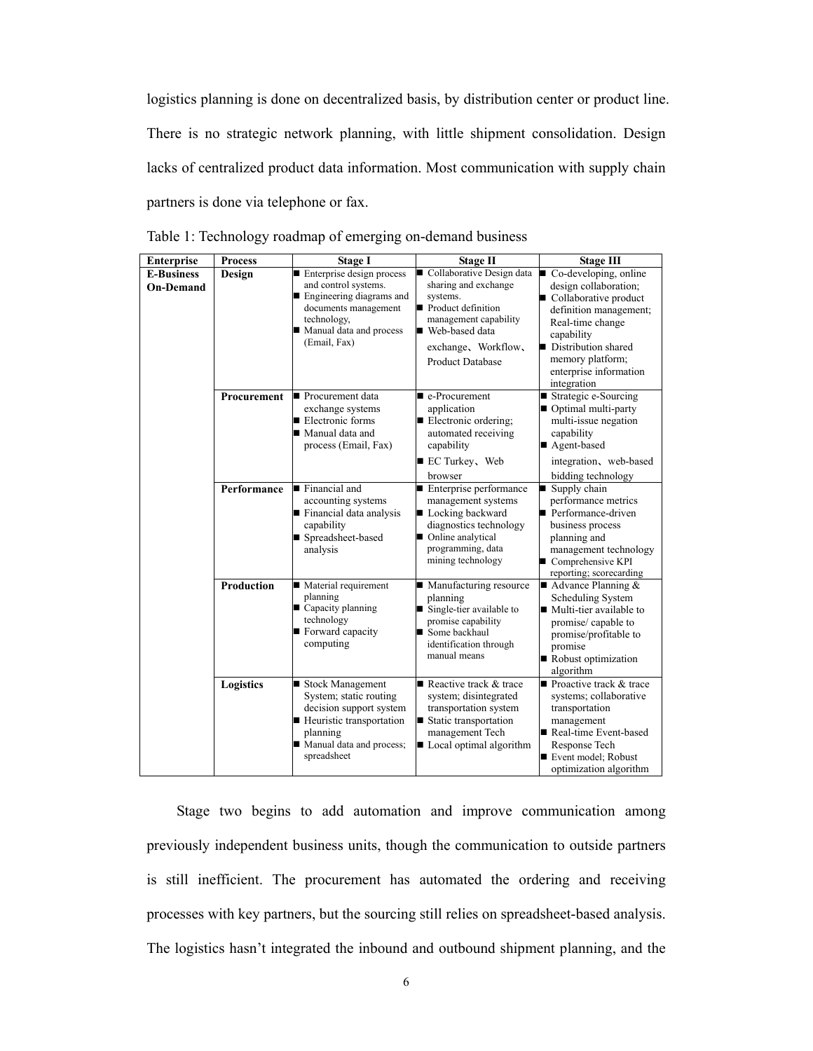logistics planning is done on decentralized basis, by distribution center or product line. There is no strategic network planning, with little shipment consolidation. Design lacks of centralized product data information. Most communication with supply chain partners is done via telephone or fax.

Table 1: Technology roadmap of emerging on-demand business

| Enterprise | Process | Stage I | Stage II | Stage III |
|---|---|---|---|---|
| **E-Business On-Demand** | **Design** | ■ Enterprise design process and control systems.<br>■ Engineering diagrams and documents management technology,<br>■ Manual data and process (Email, Fax) | ■ Collaborative Design data sharing and exchange systems.<br>■ Product definition management capability<br>■ Web-based data exchange、Workflow、Product Database | ■ Co-developing, online design collaboration;<br>■ Collaborative product definition management; Real-time change capability<br>■ Distribution shared memory platform; enterprise information integration |
| | **Procurement** | ■ Procurement data exchange systems<br>■ Electronic forms<br>■ Manual data and process (Email, Fax) | ■ e-Procurement application<br>■ Electronic ordering; automated receiving capability<br>■ EC Turkey、Web browser | ■ Strategic e-Sourcing<br>■ Optimal multi-party multi-issue negation capability<br>■ Agent-based integration、web-based bidding technology |
| | **Performance** | ■ Financial and accounting systems<br>■ Financial data analysis capability<br>■ Spreadsheet-based analysis | ■ Enterprise performance management systems<br>■ Locking backward diagnostics technology<br>■ Online analytical programming, data mining technology | ■ Supply chain performance metrics<br>■ Performance-driven business process planning and management technology<br>■ Comprehensive KPI reporting; scorecarding |
| | **Production** | ■ Material requirement planning<br>■ Capacity planning technology<br>■ Forward capacity computing | ■ Manufacturing resource planning<br>■ Single-tier available to promise capability<br>■ Some backhaul identification through manual means | ■ Advance Planning & Scheduling System<br>■ Multi-tier available to promise/ capable to promise/profitable to promise<br>■ Robust optimization algorithm |
| | **Logistics** | ■ Stock Management System; static routing decision support system<br>■ Heuristic transportation planning<br>■ Manual data and process; spreadsheet | ■ Reactive track & trace system; disintegrated transportation system<br>■ Static transportation management Tech<br>■ Local optimal algorithm | ■ Proactive track & trace systems; collaborative transportation management<br>■ Real-time Event-based Response Tech<br>■ Event model; Robust optimization algorithm |

Stage two begins to add automation and improve communication among previously independent business units, though the communication to outside partners is still inefficient. The procurement has automated the ordering and receiving processes with key partners, but the sourcing still relies on spreadsheet-based analysis. The logistics hasn't integrated the inbound and outbound shipment planning, and the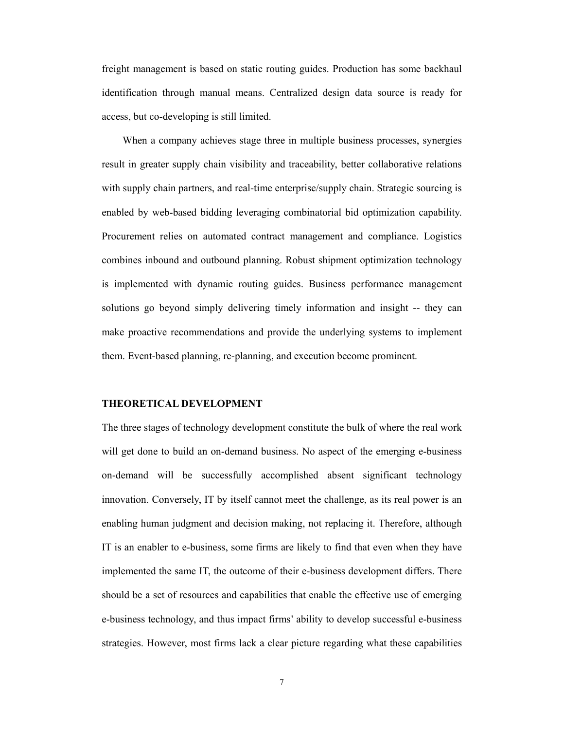freight management is based on static routing guides. Production has some backhaul identification through manual means. Centralized design data source is ready for access, but co-developing is still limited.

When a company achieves stage three in multiple business processes, synergies result in greater supply chain visibility and traceability, better collaborative relations with supply chain partners, and real-time enterprise/supply chain. Strategic sourcing is enabled by web-based bidding leveraging combinatorial bid optimization capability. Procurement relies on automated contract management and compliance. Logistics combines inbound and outbound planning. Robust shipment optimization technology is implemented with dynamic routing guides. Business performance management solutions go beyond simply delivering timely information and insight -- they can make proactive recommendations and provide the underlying systems to implement them. Event-based planning, re-planning, and execution become prominent.

## THEORETICAL DEVELOPMENT

The three stages of technology development constitute the bulk of where the real work will get done to build an on-demand business. No aspect of the emerging e-business on-demand will be successfully accomplished absent significant technology innovation. Conversely, IT by itself cannot meet the challenge, as its real power is an enabling human judgment and decision making, not replacing it. Therefore, although IT is an enabler to e-business, some firms are likely to find that even when they have implemented the same IT, the outcome of their e-business development differs. There should be a set of resources and capabilities that enable the effective use of emerging e-business technology, and thus impact firms' ability to develop successful e-business strategies. However, most firms lack a clear picture regarding what these capabilities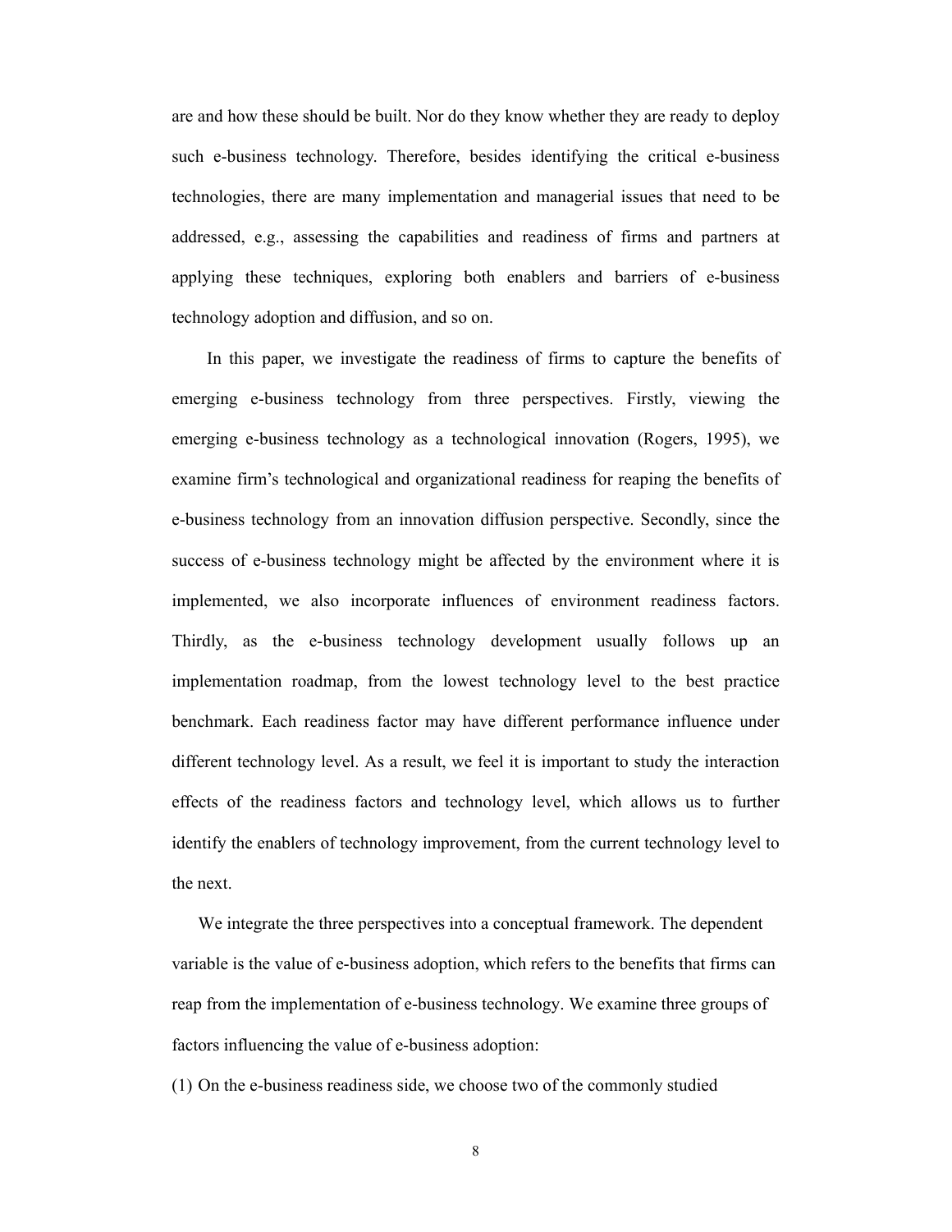are and how these should be built. Nor do they know whether they are ready to deploy such e-business technology. Therefore, besides identifying the critical e-business technologies, there are many implementation and managerial issues that need to be addressed, e.g., assessing the capabilities and readiness of firms and partners at applying these techniques, exploring both enablers and barriers of e-business technology adoption and diffusion, and so on.

In this paper, we investigate the readiness of firms to capture the benefits of emerging e-business technology from three perspectives. Firstly, viewing the emerging e-business technology as a technological innovation (Rogers, 1995), we examine firm's technological and organizational readiness for reaping the benefits of e-business technology from an innovation diffusion perspective. Secondly, since the success of e-business technology might be affected by the environment where it is implemented, we also incorporate influences of environment readiness factors. Thirdly, as the e-business technology development usually follows up an implementation roadmap, from the lowest technology level to the best practice benchmark. Each readiness factor may have different performance influence under different technology level. As a result, we feel it is important to study the interaction effects of the readiness factors and technology level, which allows us to further identify the enablers of technology improvement, from the current technology level to the next.

We integrate the three perspectives into a conceptual framework. The dependent variable is the value of e-business adoption, which refers to the benefits that firms can reap from the implementation of e-business technology. We examine three groups of factors influencing the value of e-business adoption:

(1) On the e-business readiness side, we choose two of the commonly studied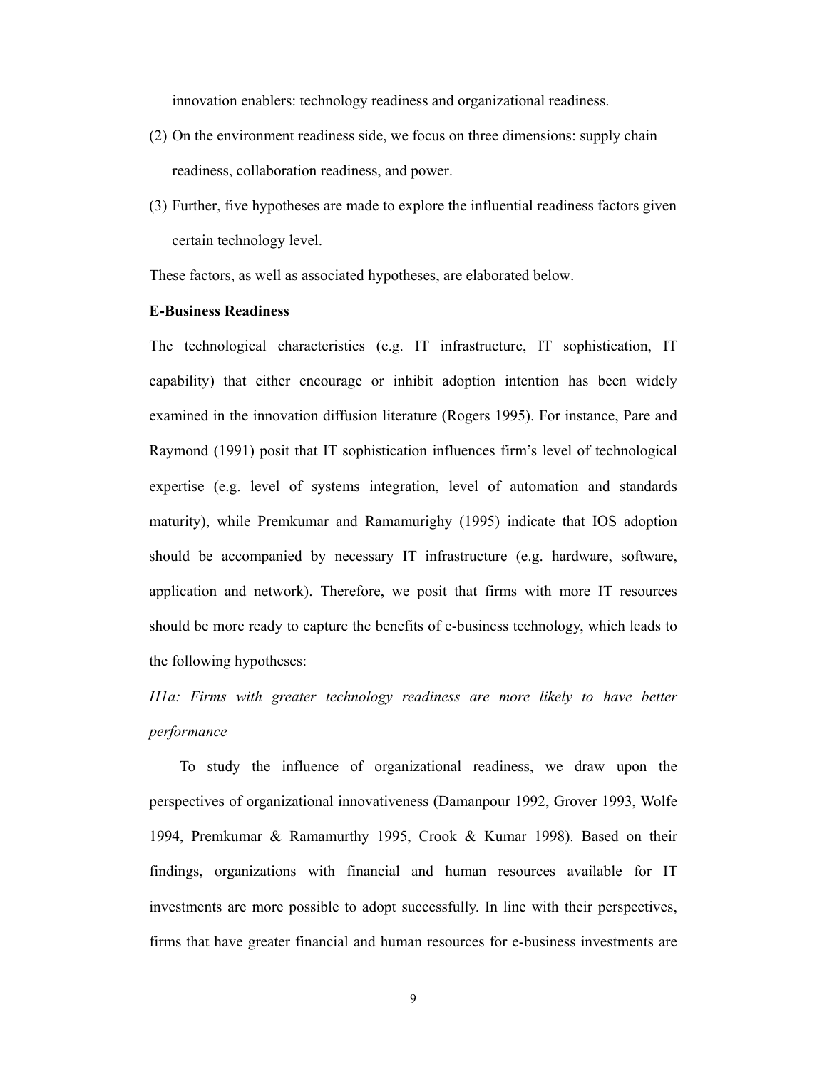innovation enablers: technology readiness and organizational readiness.

(2) On the environment readiness side, we focus on three dimensions: supply chain readiness, collaboration readiness, and power.

(3) Further, five hypotheses are made to explore the influential readiness factors given certain technology level.

These factors, as well as associated hypotheses, are elaborated below.

**E-Business Readiness**

The technological characteristics (e.g. IT infrastructure, IT sophistication, IT capability) that either encourage or inhibit adoption intention has been widely examined in the innovation diffusion literature (Rogers 1995). For instance, Pare and Raymond (1991) posit that IT sophistication influences firm's level of technological expertise (e.g. level of systems integration, level of automation and standards maturity), while Premkumar and Ramamurighy (1995) indicate that IOS adoption should be accompanied by necessary IT infrastructure (e.g. hardware, software, application and network). Therefore, we posit that firms with more IT resources should be more ready to capture the benefits of e-business technology, which leads to the following hypotheses:

*H1a: Firms with greater technology readiness are more likely to have better performance*

To study the influence of organizational readiness, we draw upon the perspectives of organizational innovativeness (Damanpour 1992, Grover 1993, Wolfe 1994, Premkumar & Ramamurthy 1995, Crook & Kumar 1998). Based on their findings, organizations with financial and human resources available for IT investments are more possible to adopt successfully. In line with their perspectives, firms that have greater financial and human resources for e-business investments are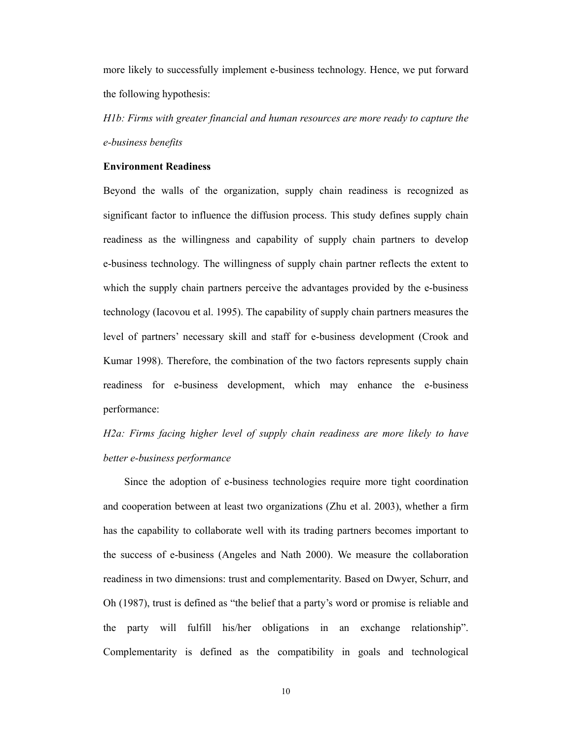more likely to successfully implement e-business technology. Hence, we put forward the following hypothesis:

*H1b: Firms with greater financial and human resources are more ready to capture the e-business benefits*

**Environment Readiness**

Beyond the walls of the organization, supply chain readiness is recognized as significant factor to influence the diffusion process. This study defines supply chain readiness as the willingness and capability of supply chain partners to develop e-business technology. The willingness of supply chain partner reflects the extent to which the supply chain partners perceive the advantages provided by the e-business technology (Iacovou et al. 1995). The capability of supply chain partners measures the level of partners' necessary skill and staff for e-business development (Crook and Kumar 1998). Therefore, the combination of the two factors represents supply chain readiness for e-business development, which may enhance the e-business performance:

*H2a: Firms facing higher level of supply chain readiness are more likely to have better e-business performance*

Since the adoption of e-business technologies require more tight coordination and cooperation between at least two organizations (Zhu et al. 2003), whether a firm has the capability to collaborate well with its trading partners becomes important to the success of e-business (Angeles and Nath 2000). We measure the collaboration readiness in two dimensions: trust and complementarity. Based on Dwyer, Schurr, and Oh (1987), trust is defined as "the belief that a party's word or promise is reliable and the party will fulfill his/her obligations in an exchange relationship". Complementarity is defined as the compatibility in goals and technological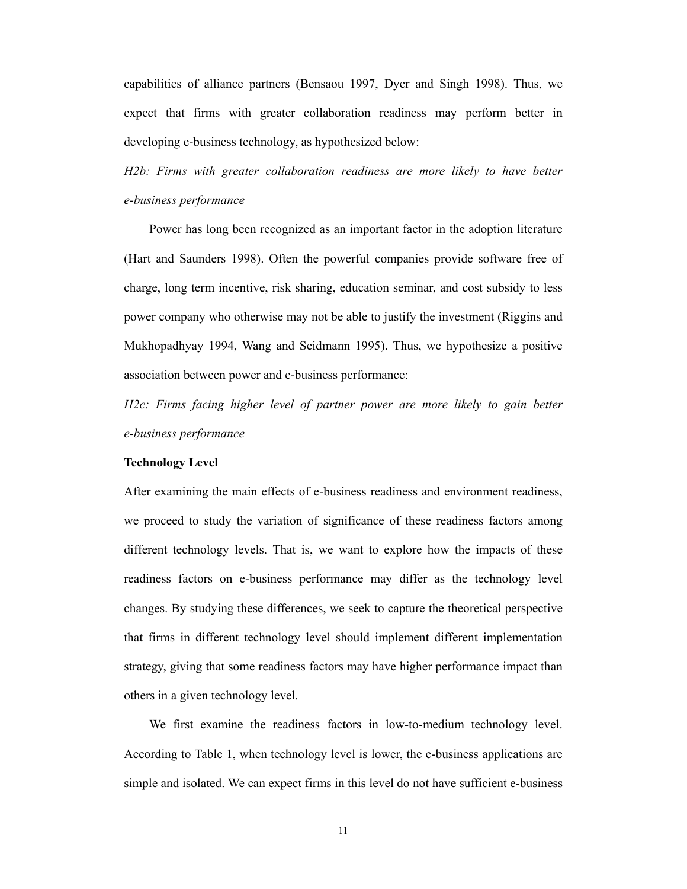capabilities of alliance partners (Bensaou 1997, Dyer and Singh 1998). Thus, we expect that firms with greater collaboration readiness may perform better in developing e-business technology, as hypothesized below:

*H2b: Firms with greater collaboration readiness are more likely to have better e-business performance*

Power has long been recognized as an important factor in the adoption literature (Hart and Saunders 1998). Often the powerful companies provide software free of charge, long term incentive, risk sharing, education seminar, and cost subsidy to less power company who otherwise may not be able to justify the investment (Riggins and Mukhopadhyay 1994, Wang and Seidmann 1995). Thus, we hypothesize a positive association between power and e-business performance:

*H2c: Firms facing higher level of partner power are more likely to gain better e-business performance*

**Technology Level**

After examining the main effects of e-business readiness and environment readiness, we proceed to study the variation of significance of these readiness factors among different technology levels. That is, we want to explore how the impacts of these readiness factors on e-business performance may differ as the technology level changes. By studying these differences, we seek to capture the theoretical perspective that firms in different technology level should implement different implementation strategy, giving that some readiness factors may have higher performance impact than others in a given technology level.

We first examine the readiness factors in low-to-medium technology level. According to Table 1, when technology level is lower, the e-business applications are simple and isolated. We can expect firms in this level do not have sufficient e-business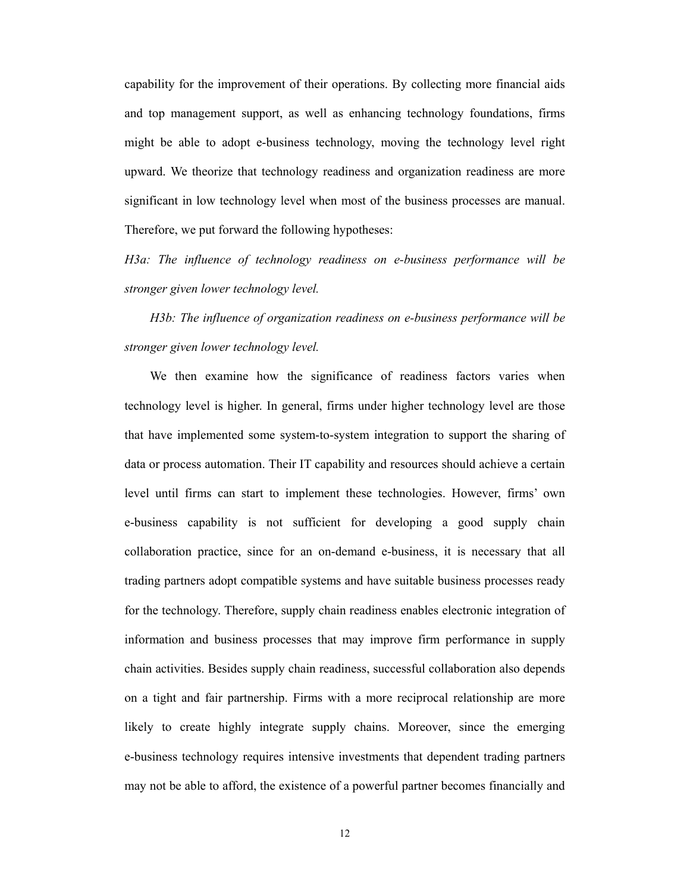capability for the improvement of their operations. By collecting more financial aids and top management support, as well as enhancing technology foundations, firms might be able to adopt e-business technology, moving the technology level right upward. We theorize that technology readiness and organization readiness are more significant in low technology level when most of the business processes are manual. Therefore, we put forward the following hypotheses:

*H3a: The influence of technology readiness on e-business performance will be stronger given lower technology level.*

*H3b: The influence of organization readiness on e-business performance will be stronger given lower technology level.*

We then examine how the significance of readiness factors varies when technology level is higher. In general, firms under higher technology level are those that have implemented some system-to-system integration to support the sharing of data or process automation. Their IT capability and resources should achieve a certain level until firms can start to implement these technologies. However, firms' own e-business capability is not sufficient for developing a good supply chain collaboration practice, since for an on-demand e-business, it is necessary that all trading partners adopt compatible systems and have suitable business processes ready for the technology. Therefore, supply chain readiness enables electronic integration of information and business processes that may improve firm performance in supply chain activities. Besides supply chain readiness, successful collaboration also depends on a tight and fair partnership. Firms with a more reciprocal relationship are more likely to create highly integrate supply chains. Moreover, since the emerging e-business technology requires intensive investments that dependent trading partners may not be able to afford, the existence of a powerful partner becomes financially and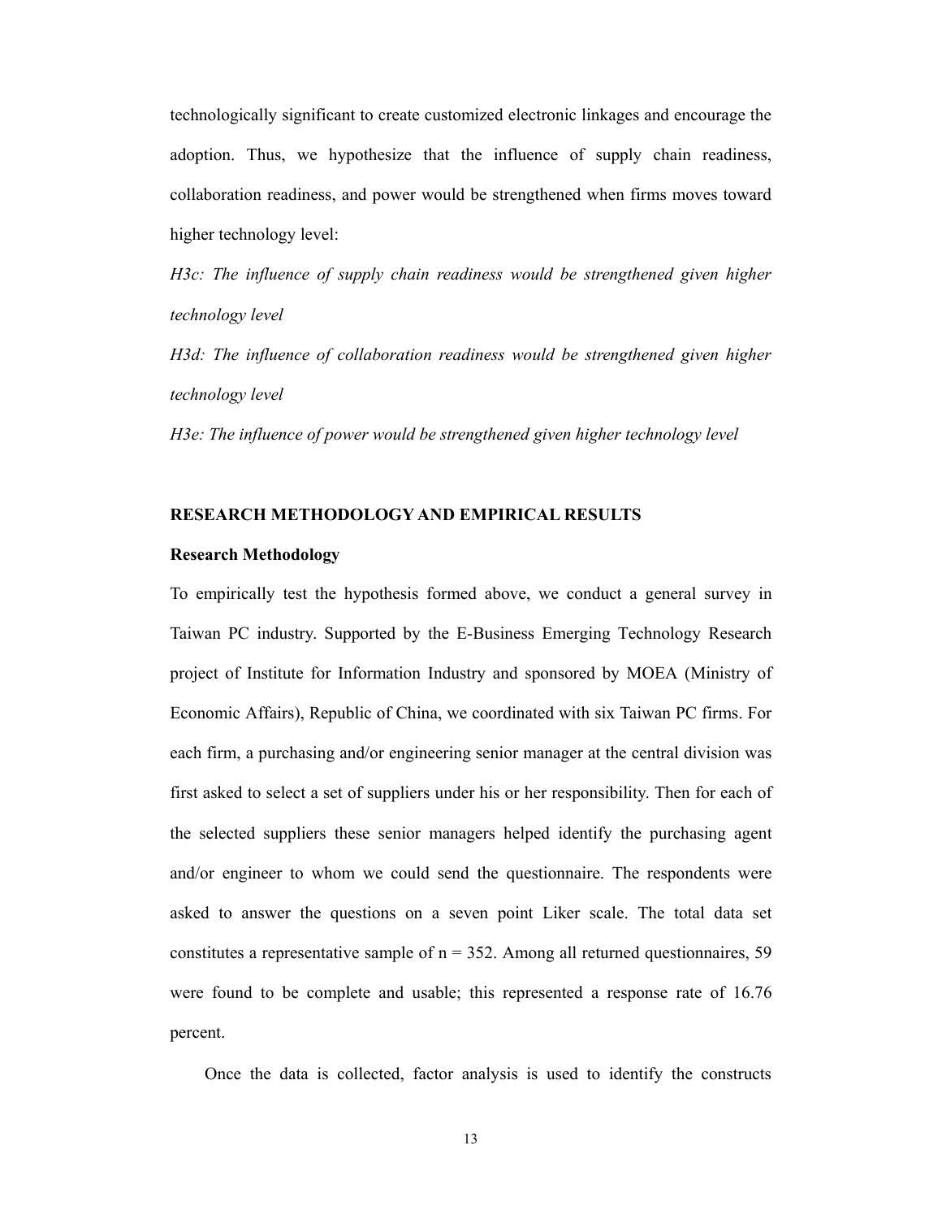technologically significant to create customized electronic linkages and encourage the adoption. Thus, we hypothesize that the influence of supply chain readiness, collaboration readiness, and power would be strengthened when firms moves toward higher technology level:

*H3c: The influence of supply chain readiness would be strengthened given higher technology level*

*H3d: The influence of collaboration readiness would be strengthened given higher technology level*

*H3e: The influence of power would be strengthened given higher technology level*

## RESEARCH METHODOLOGY AND EMPIRICAL RESULTS

### Research Methodology

To empirically test the hypothesis formed above, we conduct a general survey in Taiwan PC industry. Supported by the E-Business Emerging Technology Research project of Institute for Information Industry and sponsored by MOEA (Ministry of Economic Affairs), Republic of China, we coordinated with six Taiwan PC firms. For each firm, a purchasing and/or engineering senior manager at the central division was first asked to select a set of suppliers under his or her responsibility. Then for each of the selected suppliers these senior managers helped identify the purchasing agent and/or engineer to whom we could send the questionnaire. The respondents were asked to answer the questions on a seven point Liker scale. The total data set constitutes a representative sample of n = 352. Among all returned questionnaires, 59 were found to be complete and usable; this represented a response rate of 16.76 percent.

Once the data is collected, factor analysis is used to identify the constructs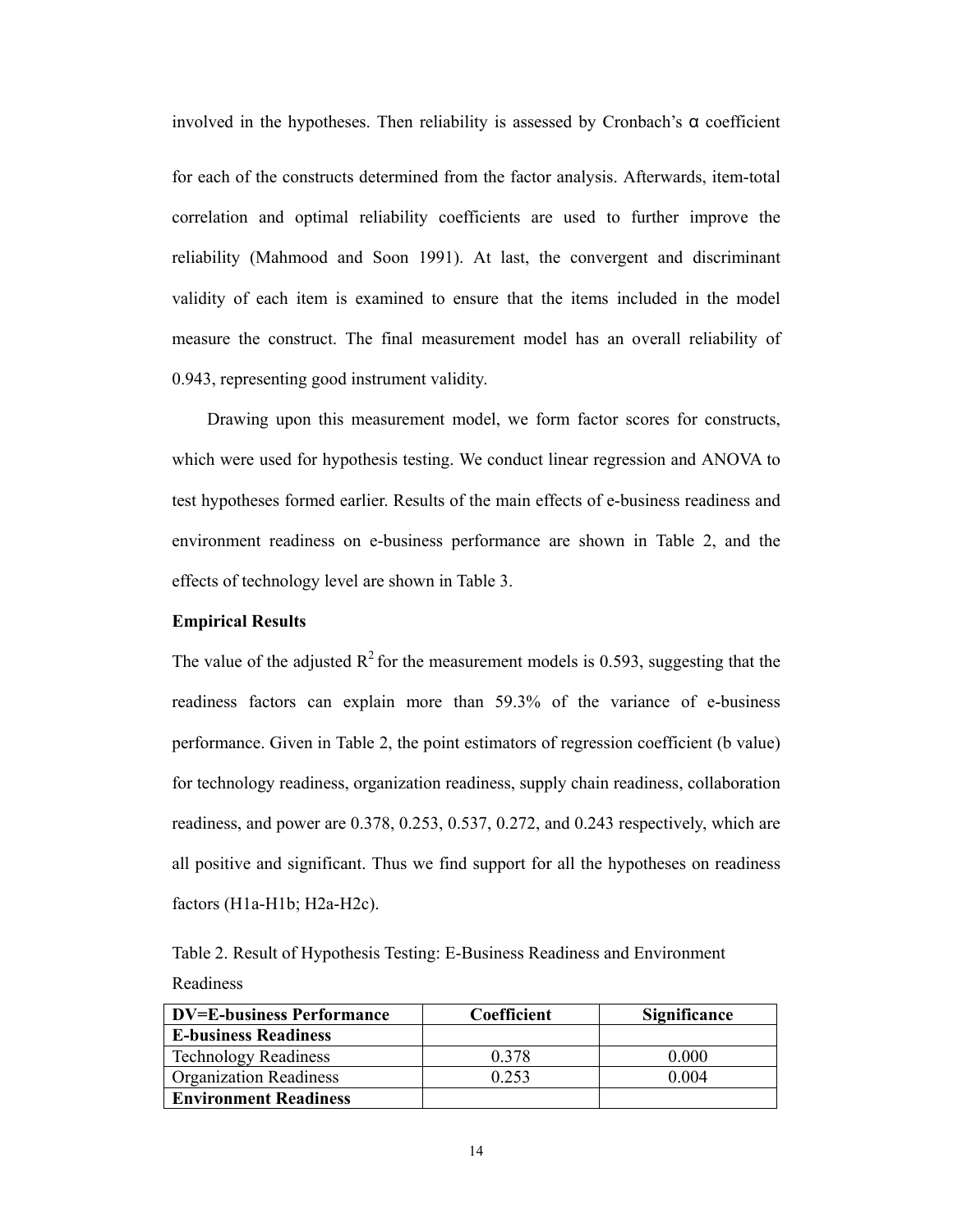involved in the hypotheses. Then reliability is assessed by Cronbach's α coefficient for each of the constructs determined from the factor analysis. Afterwards, item-total correlation and optimal reliability coefficients are used to further improve the reliability (Mahmood and Soon 1991). At last, the convergent and discriminant validity of each item is examined to ensure that the items included in the model measure the construct. The final measurement model has an overall reliability of 0.943, representing good instrument validity.

Drawing upon this measurement model, we form factor scores for constructs, which were used for hypothesis testing. We conduct linear regression and ANOVA to test hypotheses formed earlier. Results of the main effects of e-business readiness and environment readiness on e-business performance are shown in Table 2, and the effects of technology level are shown in Table 3.

**Empirical Results**

The value of the adjusted $R^2$ for the measurement models is 0.593, suggesting that the readiness factors can explain more than 59.3% of the variance of e-business performance. Given in Table 2, the point estimators of regression coefficient (b value) for technology readiness, organization readiness, supply chain readiness, collaboration readiness, and power are 0.378, 0.253, 0.537, 0.272, and 0.243 respectively, which are all positive and significant. Thus we find support for all the hypotheses on readiness factors (H1a-H1b; H2a-H2c).

Table 2. Result of Hypothesis Testing: E-Business Readiness and Environment Readiness

| **DV=E-business Performance** | **Coefficient** | **Significance** |
|---|---|---|
| **E-business Readiness** | | |
| Technology Readiness | 0.378 | 0.000 |
| Organization Readiness | 0.253 | 0.004 |
| **Environment Readiness** | | |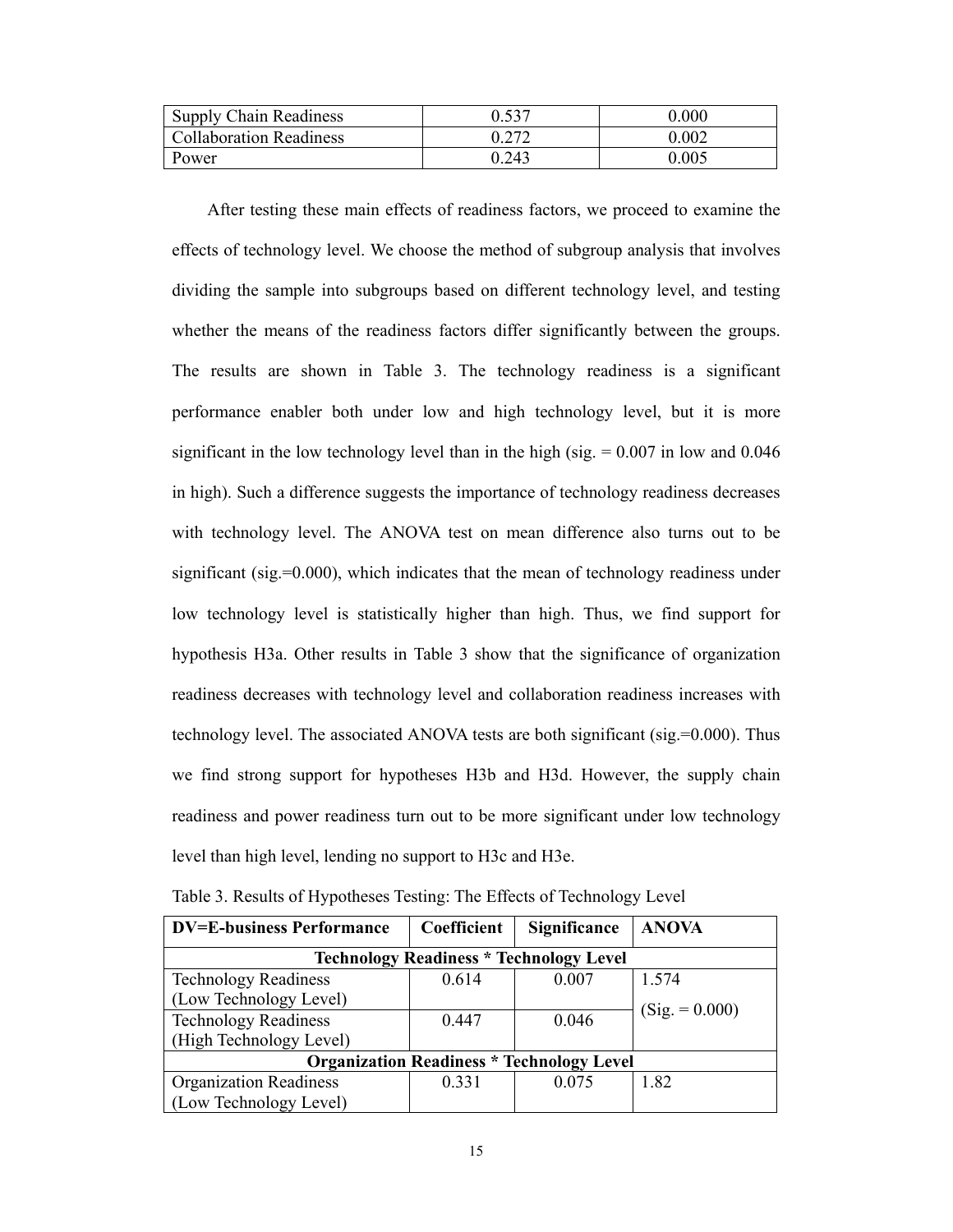| | | |
|---|---|---|
| Supply Chain Readiness | 0.537 | 0.000 |
| Collaboration Readiness | 0.272 | 0.002 |
| Power | 0.243 | 0.005 |

After testing these main effects of readiness factors, we proceed to examine the effects of technology level. We choose the method of subgroup analysis that involves dividing the sample into subgroups based on different technology level, and testing whether the means of the readiness factors differ significantly between the groups. The results are shown in Table 3. The technology readiness is a significant performance enabler both under low and high technology level, but it is more significant in the low technology level than in the high (sig. = 0.007 in low and 0.046 in high). Such a difference suggests the importance of technology readiness decreases with technology level. The ANOVA test on mean difference also turns out to be significant (sig.=0.000), which indicates that the mean of technology readiness under low technology level is statistically higher than high. Thus, we find support for hypothesis H3a. Other results in Table 3 show that the significance of organization readiness decreases with technology level and collaboration readiness increases with technology level. The associated ANOVA tests are both significant (sig.=0.000). Thus we find strong support for hypotheses H3b and H3d. However, the supply chain readiness and power readiness turn out to be more significant under low technology level than high level, lending no support to H3c and H3e.

Table 3. Results of Hypotheses Testing: The Effects of Technology Level

| DV=E-business Performance | Coefficient | Significance | ANOVA |
|---|---|---|---|
| **Technology Readiness * Technology Level** | | | |
| Technology Readiness (Low Technology Level) | 0.614 | 0.007 | 1.574 (Sig. = 0.000) |
| Technology Readiness (High Technology Level) | 0.447 | 0.046 | |
| **Organization Readiness * Technology Level** | | | |
| Organization Readiness (Low Technology Level) | 0.331 | 0.075 | 1.82 |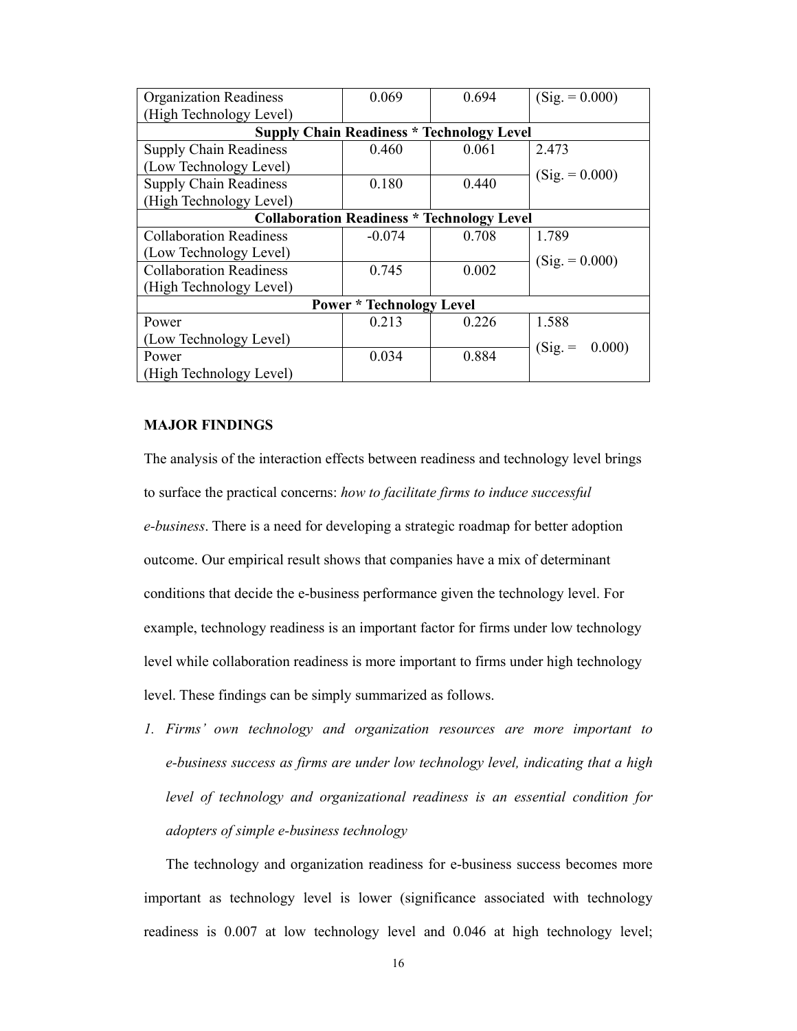| | | | |
|---|---|---|---|
| Organization Readiness (High Technology Level) | 0.069 | 0.694 | (Sig. = 0.000) |
| **Supply Chain Readiness * Technology Level** | | | |
| Supply Chain Readiness (Low Technology Level) | 0.460 | 0.061 | 2.473 (Sig. = 0.000) |
| Supply Chain Readiness (High Technology Level) | 0.180 | 0.440 | |
| **Collaboration Readiness * Technology Level** | | | |
| Collaboration Readiness (Low Technology Level) | -0.074 | 0.708 | 1.789 (Sig. = 0.000) |
| Collaboration Readiness (High Technology Level) | 0.745 | 0.002 | |
| **Power * Technology Level** | | | |
| Power (Low Technology Level) | 0.213 | 0.226 | 1.588 (Sig. = 0.000) |
| Power (High Technology Level) | 0.034 | 0.884 | |

**MAJOR FINDINGS**

The analysis of the interaction effects between readiness and technology level brings to surface the practical concerns: *how to facilitate firms to induce successful e-business*. There is a need for developing a strategic roadmap for better adoption outcome. Our empirical result shows that companies have a mix of determinant conditions that decide the e-business performance given the technology level. For example, technology readiness is an important factor for firms under low technology level while collaboration readiness is more important to firms under high technology level. These findings can be simply summarized as follows.

1. *Firms' own technology and organization resources are more important to e-business success as firms are under low technology level, indicating that a high level of technology and organizational readiness is an essential condition for adopters of simple e-business technology*

The technology and organization readiness for e-business success becomes more important as technology level is lower (significance associated with technology readiness is 0.007 at low technology level and 0.046 at high technology level;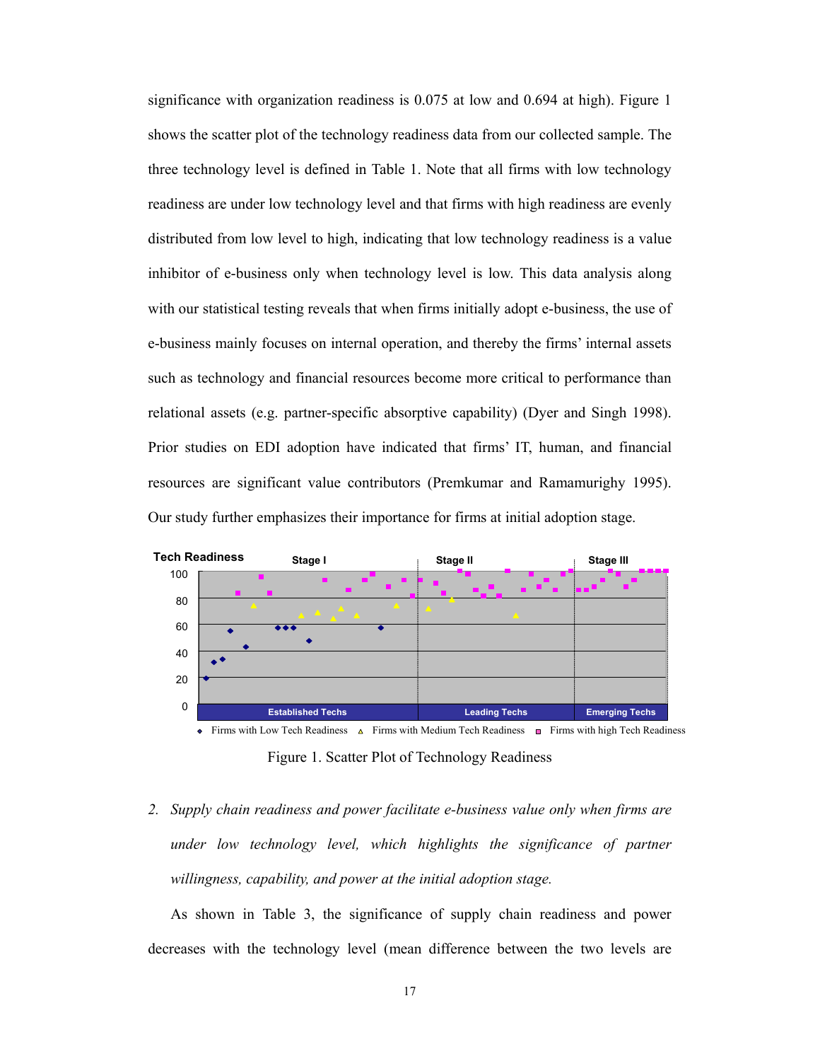significance with organization readiness is 0.075 at low and 0.694 at high). Figure 1 shows the scatter plot of the technology readiness data from our collected sample. The three technology level is defined in Table 1. Note that all firms with low technology readiness are under low technology level and that firms with high readiness are evenly distributed from low level to high, indicating that low technology readiness is a value inhibitor of e-business only when technology level is low. This data analysis along with our statistical testing reveals that when firms initially adopt e-business, the use of e-business mainly focuses on internal operation, and thereby the firms' internal assets such as technology and financial resources become more critical to performance than relational assets (e.g. partner-specific absorptive capability) (Dyer and Singh 1998). Prior studies on EDI adoption have indicated that firms' IT, human, and financial resources are significant value contributors (Premkumar and Ramamurighy 1995). Our study further emphasizes their importance for firms at initial adoption stage.

Figure 1. Scatter Plot of Technology Readiness

2. *Supply chain readiness and power facilitate e-business value only when firms are under low technology level, which highlights the significance of partner willingness, capability, and power at the initial adoption stage.*

As shown in Table 3, the significance of supply chain readiness and power decreases with the technology level (mean difference between the two levels are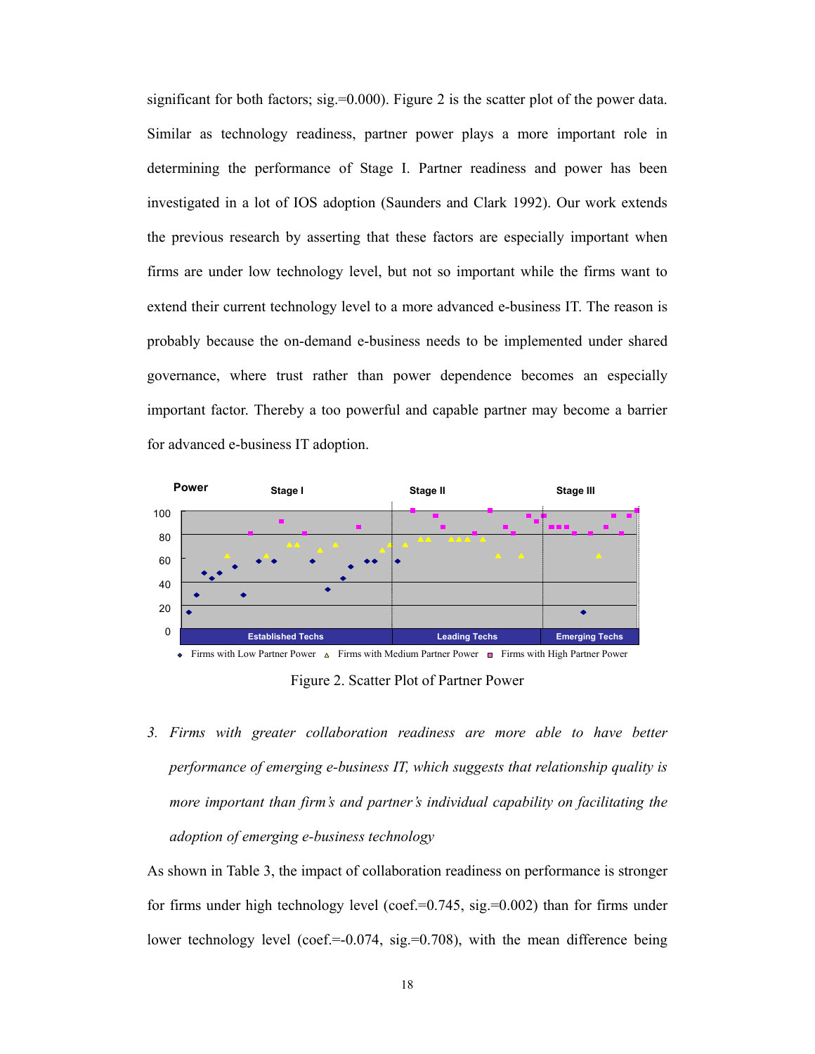significant for both factors; sig.=0.000). Figure 2 is the scatter plot of the power data. Similar as technology readiness, partner power plays a more important role in determining the performance of Stage I. Partner readiness and power has been investigated in a lot of IOS adoption (Saunders and Clark 1992). Our work extends the previous research by asserting that these factors are especially important when firms are under low technology level, but not so important while the firms want to extend their current technology level to a more advanced e-business IT. The reason is probably because the on-demand e-business needs to be implemented under shared governance, where trust rather than power dependence becomes an especially important factor. Thereby a too powerful and capable partner may become a barrier for advanced e-business IT adoption.

Figure 2. Scatter Plot of Partner Power

3. *Firms with greater collaboration readiness are more able to have better performance of emerging e-business IT, which suggests that relationship quality is more important than firm's and partner's individual capability on facilitating the adoption of emerging e-business technology*

As shown in Table 3, the impact of collaboration readiness on performance is stronger for firms under high technology level (coef.=0.745, sig.=0.002) than for firms under lower technology level (coef.=-0.074, sig.=0.708), with the mean difference being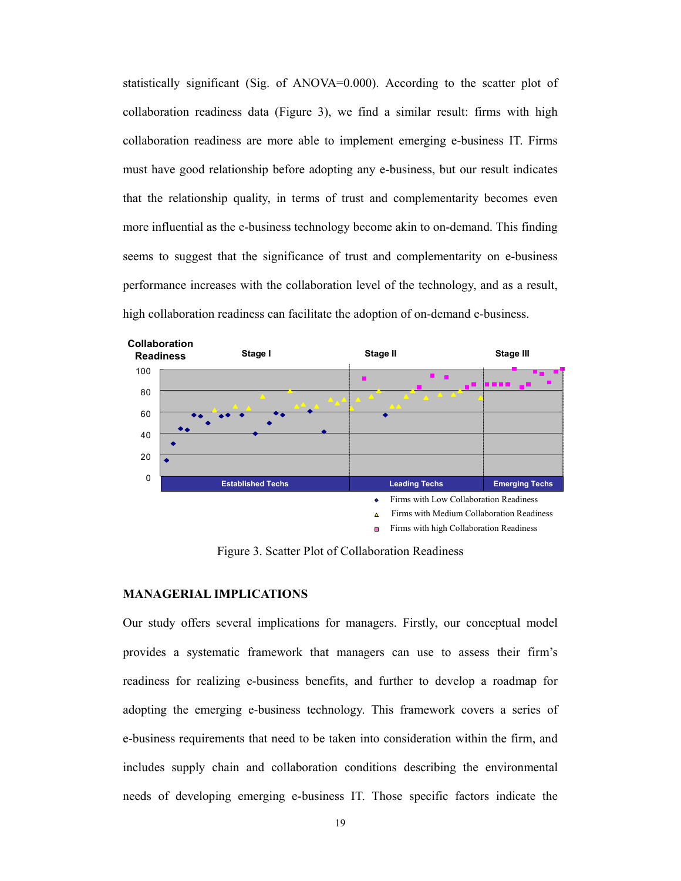statistically significant (Sig. of ANOVA=0.000). According to the scatter plot of collaboration readiness data (Figure 3), we find a similar result: firms with high collaboration readiness are more able to implement emerging e-business IT. Firms must have good relationship before adopting any e-business, but our result indicates that the relationship quality, in terms of trust and complementarity becomes even more influential as the e-business technology become akin to on-demand. This finding seems to suggest that the significance of trust and complementarity on e-business performance increases with the collaboration level of the technology, and as a result, high collaboration readiness can facilitate the adoption of on-demand e-business.

Figure 3. Scatter Plot of Collaboration Readiness

## MANAGERIAL IMPLICATIONS

Our study offers several implications for managers. Firstly, our conceptual model provides a systematic framework that managers can use to assess their firm's readiness for realizing e-business benefits, and further to develop a roadmap for adopting the emerging e-business technology. This framework covers a series of e-business requirements that need to be taken into consideration within the firm, and includes supply chain and collaboration conditions describing the environmental needs of developing emerging e-business IT. Those specific factors indicate the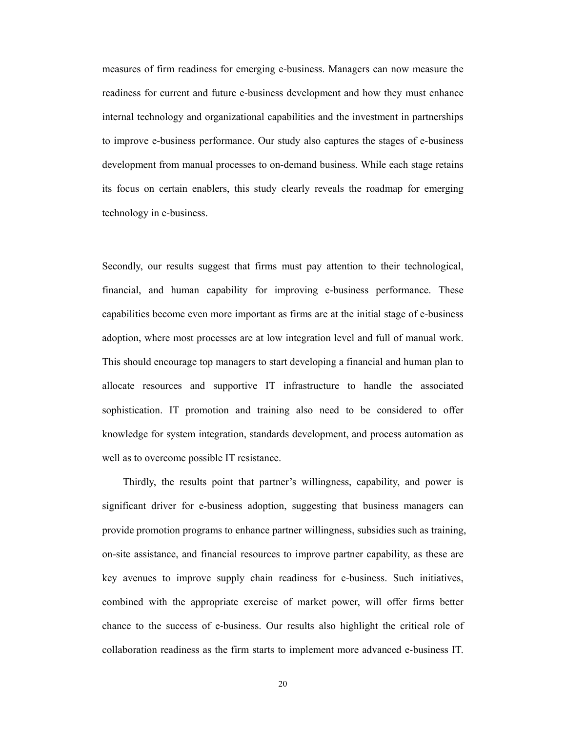measures of firm readiness for emerging e-business. Managers can now measure the readiness for current and future e-business development and how they must enhance internal technology and organizational capabilities and the investment in partnerships to improve e-business performance. Our study also captures the stages of e-business development from manual processes to on-demand business. While each stage retains its focus on certain enablers, this study clearly reveals the roadmap for emerging technology in e-business.

Secondly, our results suggest that firms must pay attention to their technological, financial, and human capability for improving e-business performance. These capabilities become even more important as firms are at the initial stage of e-business adoption, where most processes are at low integration level and full of manual work. This should encourage top managers to start developing a financial and human plan to allocate resources and supportive IT infrastructure to handle the associated sophistication. IT promotion and training also need to be considered to offer knowledge for system integration, standards development, and process automation as well as to overcome possible IT resistance.

Thirdly, the results point that partner's willingness, capability, and power is significant driver for e-business adoption, suggesting that business managers can provide promotion programs to enhance partner willingness, subsidies such as training, on-site assistance, and financial resources to improve partner capability, as these are key avenues to improve supply chain readiness for e-business. Such initiatives, combined with the appropriate exercise of market power, will offer firms better chance to the success of e-business. Our results also highlight the critical role of collaboration readiness as the firm starts to implement more advanced e-business IT.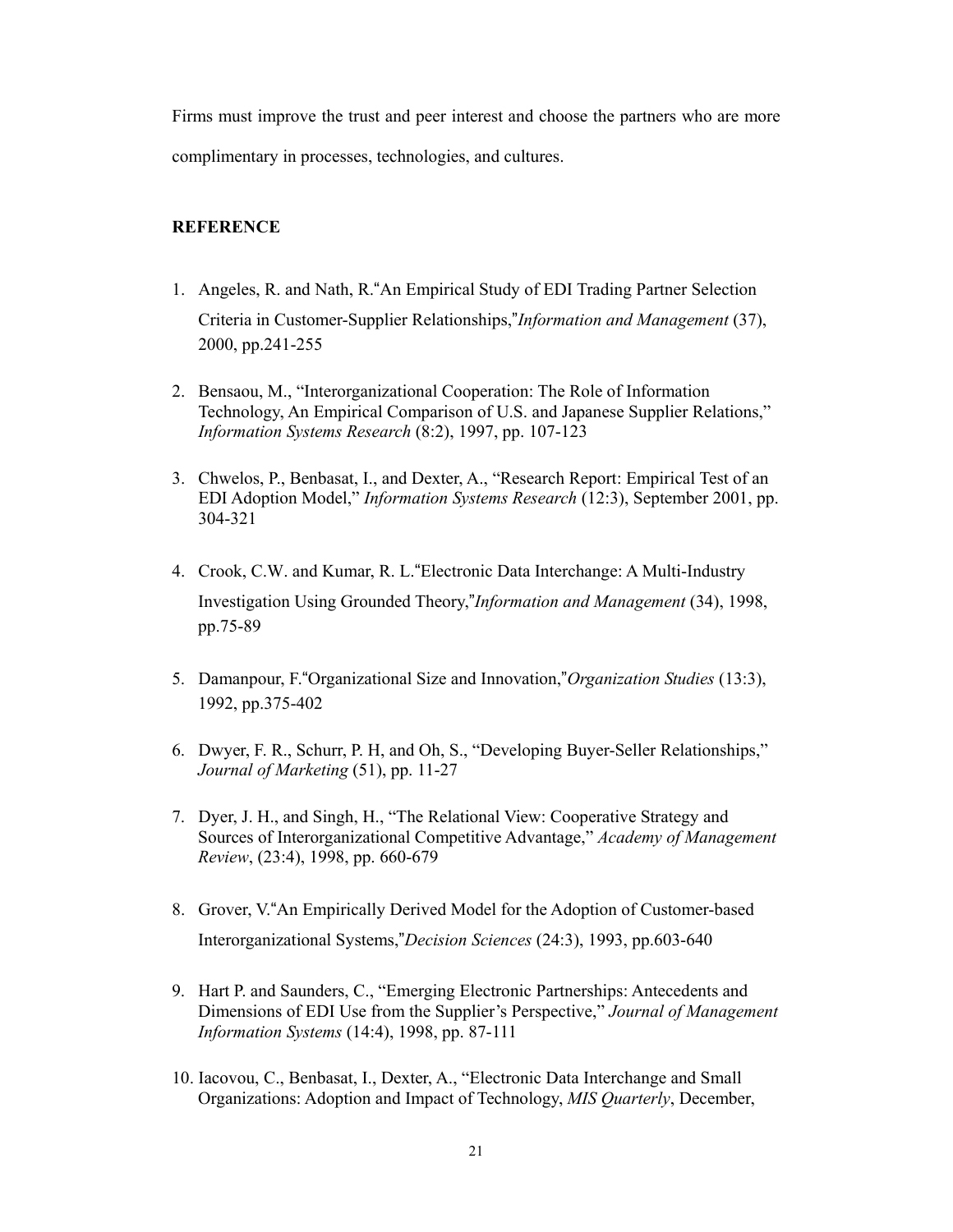Firms must improve the trust and peer interest and choose the partners who are more complimentary in processes, technologies, and cultures.

**REFERENCE**

1. Angeles, R. and Nath, R.“An Empirical Study of EDI Trading Partner Selection Criteria in Customer-Supplier Relationships,”*Information and Management* (37), 2000, pp.241-255
2. Bensaou, M., “Interorganizational Cooperation: The Role of Information Technology, An Empirical Comparison of U.S. and Japanese Supplier Relations,” *Information Systems Research* (8:2), 1997, pp. 107-123
3. Chwelos, P., Benbasat, I., and Dexter, A., “Research Report: Empirical Test of an EDI Adoption Model,” *Information Systems Research* (12:3), September 2001, pp. 304-321
4. Crook, C.W. and Kumar, R. L.“Electronic Data Interchange: A Multi-Industry Investigation Using Grounded Theory,”*Information and Management* (34), 1998, pp.75-89
5. Damanpour, F.“Organizational Size and Innovation,”*Organization Studies* (13:3), 1992, pp.375-402
6. Dwyer, F. R., Schurr, P. H, and Oh, S., “Developing Buyer-Seller Relationships,” *Journal of Marketing* (51), pp. 11-27
7. Dyer, J. H., and Singh, H., “The Relational View: Cooperative Strategy and Sources of Interorganizational Competitive Advantage,” *Academy of Management Review*, (23:4), 1998, pp. 660-679
8. Grover, V.“An Empirically Derived Model for the Adoption of Customer-based Interorganizational Systems,”*Decision Sciences* (24:3), 1993, pp.603-640
9. Hart P. and Saunders, C., “Emerging Electronic Partnerships: Antecedents and Dimensions of EDI Use from the Supplier’s Perspective,” *Journal of Management Information Systems* (14:4), 1998, pp. 87-111
10. Iacovou, C., Benbasat, I., Dexter, A., “Electronic Data Interchange and Small Organizations: Adoption and Impact of Technology, *MIS Quarterly*, December,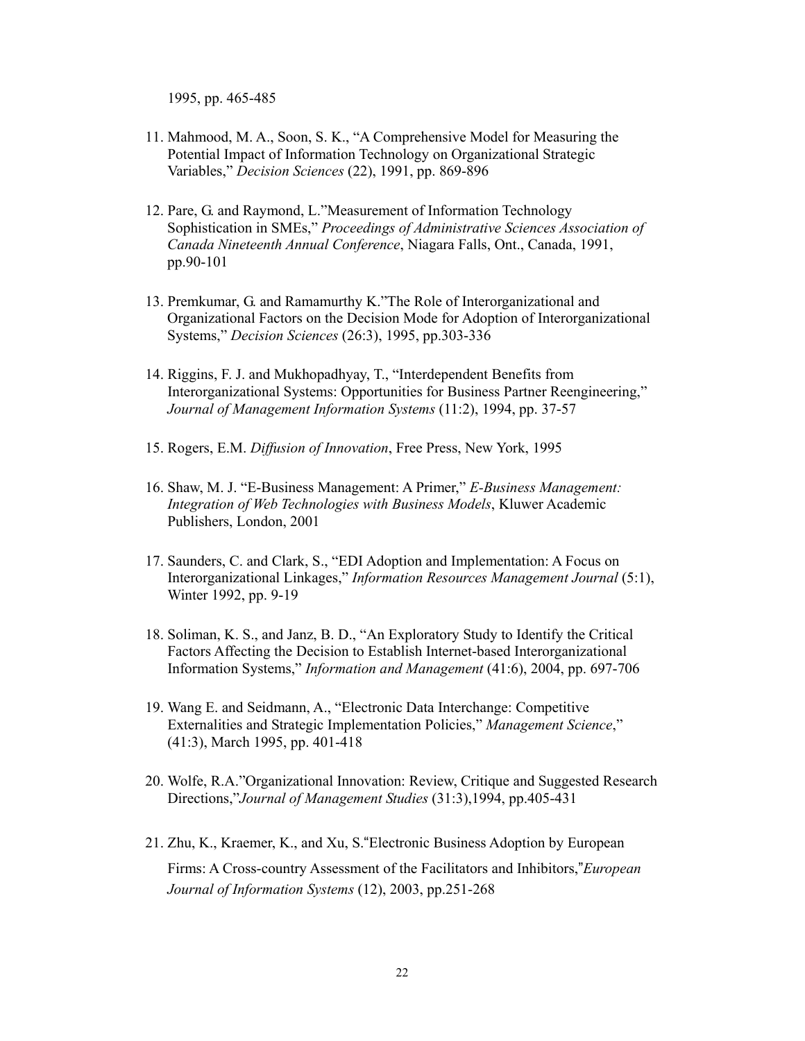1995, pp. 465-485

11. Mahmood, M. A., Soon, S. K., "A Comprehensive Model for Measuring the Potential Impact of Information Technology on Organizational Strategic Variables," *Decision Sciences* (22), 1991, pp. 869-896

12. Pare, G. and Raymond, L."Measurement of Information Technology Sophistication in SMEs," *Proceedings of Administrative Sciences Association of Canada Nineteenth Annual Conference*, Niagara Falls, Ont., Canada, 1991, pp.90-101

13. Premkumar, G. and Ramamurthy K."The Role of Interorganizational and Organizational Factors on the Decision Mode for Adoption of Interorganizational Systems," *Decision Sciences* (26:3), 1995, pp.303-336

14. Riggins, F. J. and Mukhopadhyay, T., "Interdependent Benefits from Interorganizational Systems: Opportunities for Business Partner Reengineering," *Journal of Management Information Systems* (11:2), 1994, pp. 37-57

15. Rogers, E.M. *Diffusion of Innovation*, Free Press, New York, 1995

16. Shaw, M. J. "E-Business Management: A Primer," *E-Business Management: Integration of Web Technologies with Business Models*, Kluwer Academic Publishers, London, 2001

17. Saunders, C. and Clark, S., "EDI Adoption and Implementation: A Focus on Interorganizational Linkages," *Information Resources Management Journal* (5:1), Winter 1992, pp. 9-19

18. Soliman, K. S., and Janz, B. D., "An Exploratory Study to Identify the Critical Factors Affecting the Decision to Establish Internet-based Interorganizational Information Systems," *Information and Management* (41:6), 2004, pp. 697-706

19. Wang E. and Seidmann, A., "Electronic Data Interchange: Competitive Externalities and Strategic Implementation Policies," *Management Science*," (41:3), March 1995, pp. 401-418

20. Wolfe, R.A."Organizational Innovation: Review, Critique and Suggested Research Directions,"*Journal of Management Studies* (31:3),1994, pp.405-431

21. Zhu, K., Kraemer, K., and Xu, S."Electronic Business Adoption by European Firms: A Cross-country Assessment of the Facilitators and Inhibitors,"*European Journal of Information Systems* (12), 2003, pp.251-268